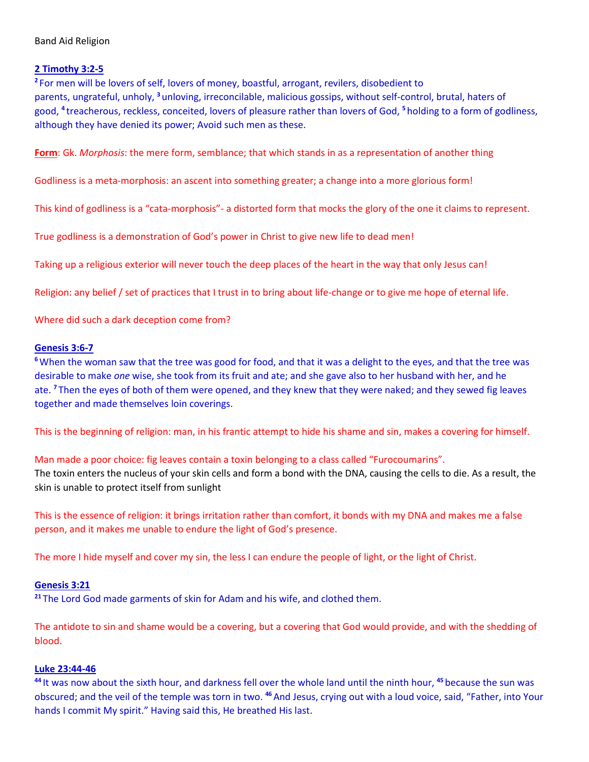Band Aid Religion

**2 Timothy 3:2-5**

[2] For men will be lovers of self, lovers of money, boastful, arrogant, revilers, disobedient to parents, ungrateful, unholy, [3] unloving, irreconcilable, malicious gossips, without self-control, brutal, haters of good, [4] treacherous, reckless, conceited, lovers of pleasure rather than lovers of God, [5] holding to a form of godliness, although they have denied its power; Avoid such men as these.

**Form**: Gk. *Morphosis*: the mere form, semblance; that which stands in as a representation of another thing

Godliness is a meta-morphosis: an ascent into something greater; a change into a more glorious form!

This kind of godliness is a "cata-morphosis"- a distorted form that mocks the glory of the one it claims to represent.

True godliness is a demonstration of God's power in Christ to give new life to dead men!

Taking up a religious exterior will never touch the deep places of the heart in the way that only Jesus can!

Religion: any belief / set of practices that I trust in to bring about life-change or to give me hope of eternal life.

Where did such a dark deception come from?

**Genesis 3:6-7**

[6] When the woman saw that the tree was good for food, and that it was a delight to the eyes, and that the tree was desirable to make *one* wise, she took from its fruit and ate; and she gave also to her husband with her, and he ate. [7] Then the eyes of both of them were opened, and they knew that they were naked; and they sewed fig leaves together and made themselves loin coverings.

This is the beginning of religion: man, in his frantic attempt to hide his shame and sin, makes a covering for himself.

Man made a poor choice: fig leaves contain a toxin belonging to a class called "Furocoumarins".
The toxin enters the nucleus of your skin cells and form a bond with the DNA, causing the cells to die. As a result, the skin is unable to protect itself from sunlight

This is the essence of religion: it brings irritation rather than comfort, it bonds with my DNA and makes me a false person, and it makes me unable to endure the light of God's presence.

The more I hide myself and cover my sin, the less I can endure the people of light, or the light of Christ.

**Genesis 3:21**

[21] The Lord God made garments of skin for Adam and his wife, and clothed them.

The antidote to sin and shame would be a covering, but a covering that God would provide, and with the shedding of blood.

**Luke 23:44-46**

[44] It was now about the sixth hour, and darkness fell over the whole land until the ninth hour, [45] because the sun was obscured; and the veil of the temple was torn in two. [46] And Jesus, crying out with a loud voice, said, "Father, into Your hands I commit My spirit." Having said this, He breathed His last.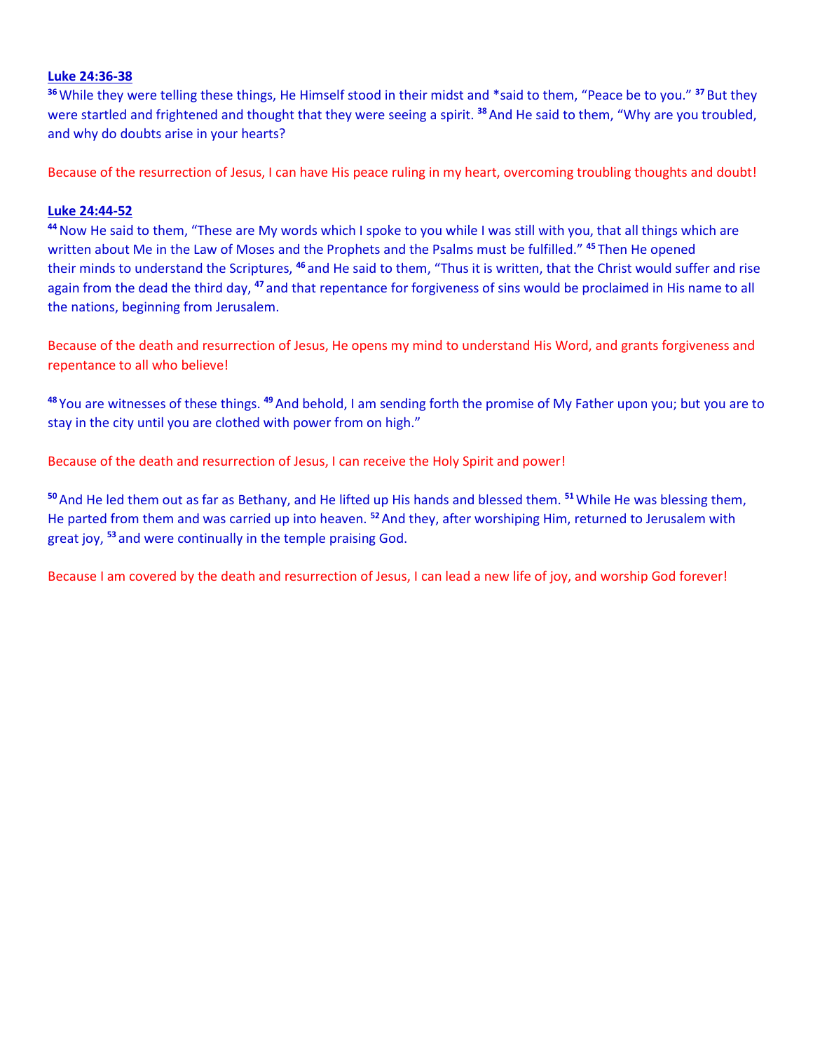**Luke 24:36-38**

[36] While they were telling these things, He Himself stood in their midst and *said to them, “Peace be to you.” [37] But they were startled and frightened and thought that they were seeing a spirit. [38] And He said to them, “Why are you troubled, and why do doubts arise in your hearts?

Because of the resurrection of Jesus, I can have His peace ruling in my heart, overcoming troubling thoughts and doubt!

**Luke 24:44-52**

[44] Now He said to them, “These are My words which I spoke to you while I was still with you, that all things which are written about Me in the Law of Moses and the Prophets and the Psalms must be fulfilled.” [45] Then He opened their minds to understand the Scriptures, [46] and He said to them, “Thus it is written, that the Christ would suffer and rise again from the dead the third day, [47] and that repentance for forgiveness of sins would be proclaimed in His name to all the nations, beginning from Jerusalem.

Because of the death and resurrection of Jesus, He opens my mind to understand His Word, and grants forgiveness and repentance to all who believe!

[48] You are witnesses of these things. [49] And behold, I am sending forth the promise of My Father upon you; but you are to stay in the city until you are clothed with power from on high.”

Because of the death and resurrection of Jesus, I can receive the Holy Spirit and power!

[50] And He led them out as far as Bethany, and He lifted up His hands and blessed them. [51] While He was blessing them, He parted from them and was carried up into heaven. [52] And they, after worshiping Him, returned to Jerusalem with great joy, [53] and were continually in the temple praising God.

Because I am covered by the death and resurrection of Jesus, I can lead a new life of joy, and worship God forever!